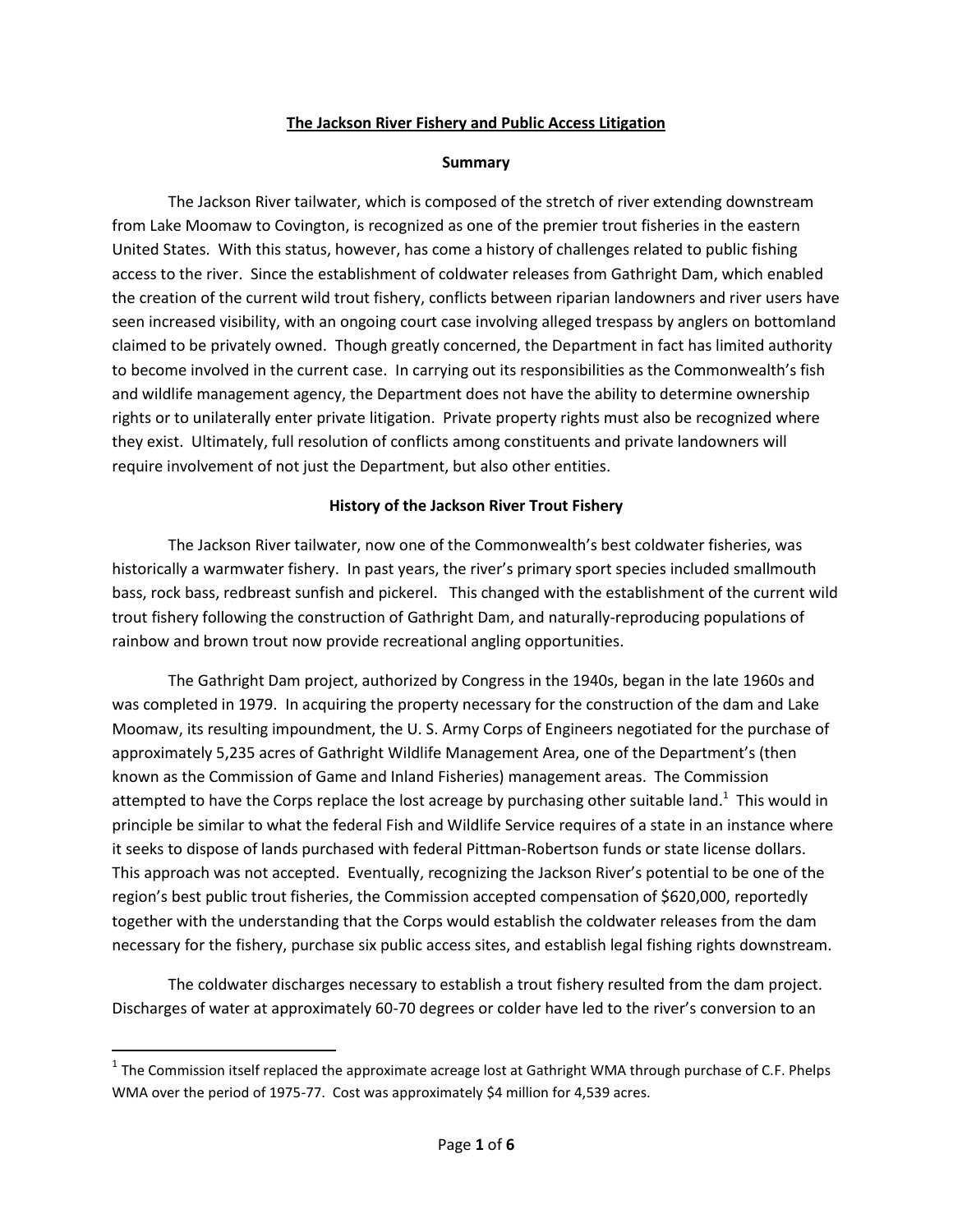# The Jackson River Fishery and Public Access Litigation

## Summary

The Jackson River tailwater, which is composed of the stretch of river extending downstream from Lake Moomaw to Covington, is recognized as one of the premier trout fisheries in the eastern United States. With this status, however, has come a history of challenges related to public fishing access to the river. Since the establishment of coldwater releases from Gathright Dam, which enabled the creation of the current wild trout fishery, conflicts between riparian landowners and river users have seen increased visibility, with an ongoing court case involving alleged trespass by anglers on bottomland claimed to be privately owned. Though greatly concerned, the Department in fact has limited authority to become involved in the current case. In carrying out its responsibilities as the Commonwealth's fish and wildlife management agency, the Department does not have the ability to determine ownership rights or to unilaterally enter private litigation. Private property rights must also be recognized where they exist. Ultimately, full resolution of conflicts among constituents and private landowners will require involvement of not just the Department, but also other entities.

## History of the Jackson River Trout Fishery

The Jackson River tailwater, now one of the Commonwealth's best coldwater fisheries, was historically a warmwater fishery. In past years, the river's primary sport species included smallmouth bass, rock bass, redbreast sunfish and pickerel. This changed with the establishment of the current wild trout fishery following the construction of Gathright Dam, and naturally-reproducing populations of rainbow and brown trout now provide recreational angling opportunities.

The Gathright Dam project, authorized by Congress in the 1940s, began in the late 1960s and was completed in 1979. In acquiring the property necessary for the construction of the dam and Lake Moomaw, its resulting impoundment, the U. S. Army Corps of Engineers negotiated for the purchase of approximately 5,235 acres of Gathright Wildlife Management Area, one of the Department's (then known as the Commission of Game and Inland Fisheries) management areas. The Commission attempted to have the Corps replace the lost acreage by purchasing other suitable land.[1] This would in principle be similar to what the federal Fish and Wildlife Service requires of a state in an instance where it seeks to dispose of lands purchased with federal Pittman-Robertson funds or state license dollars. This approach was not accepted. Eventually, recognizing the Jackson River's potential to be one of the region's best public trout fisheries, the Commission accepted compensation of $620,000, reportedly together with the understanding that the Corps would establish the coldwater releases from the dam necessary for the fishery, purchase six public access sites, and establish legal fishing rights downstream.

The coldwater discharges necessary to establish a trout fishery resulted from the dam project. Discharges of water at approximately 60-70 degrees or colder have led to the river's conversion to an

[1] The Commission itself replaced the approximate acreage lost at Gathright WMA through purchase of C.F. Phelps WMA over the period of 1975-77. Cost was approximately $4 million for 4,539 acres.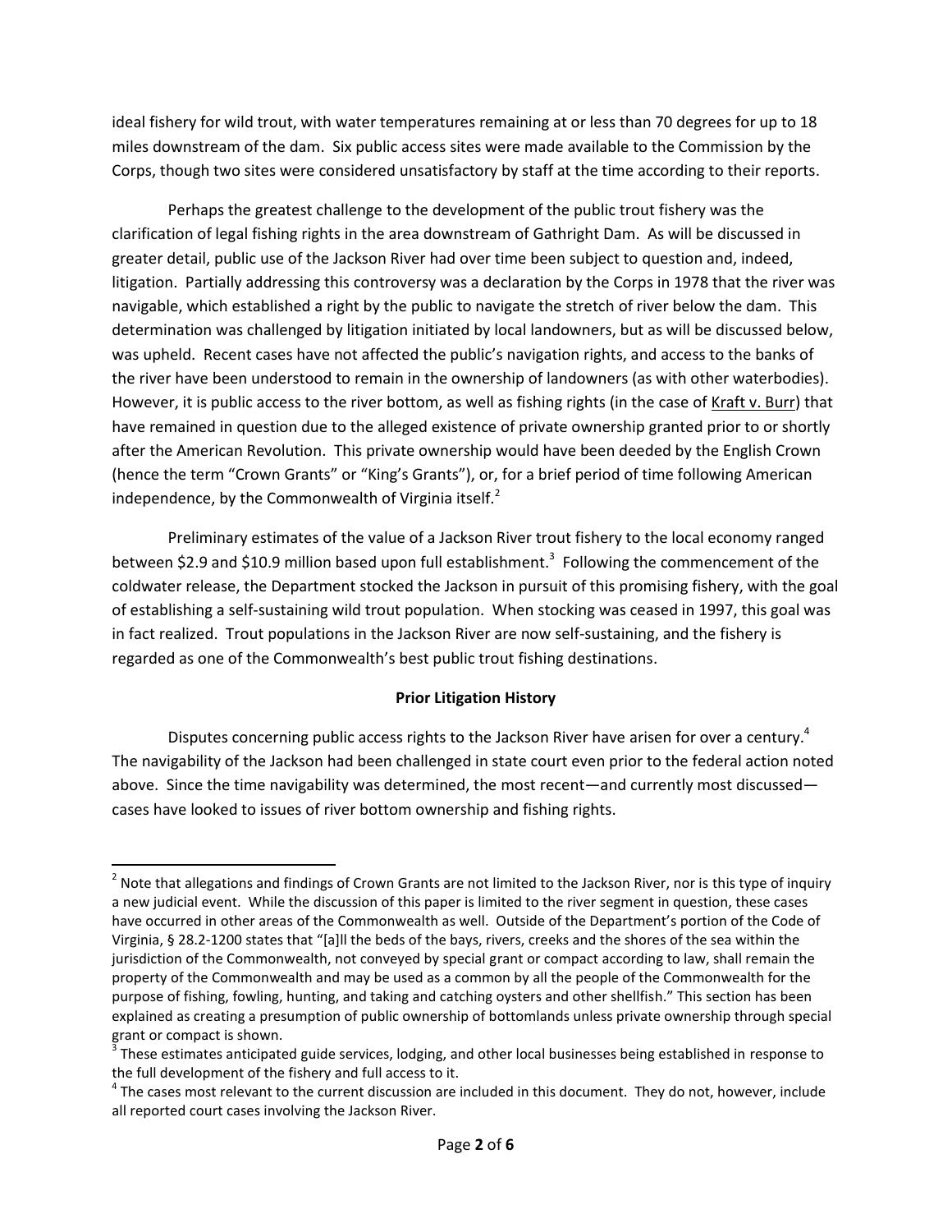ideal fishery for wild trout, with water temperatures remaining at or less than 70 degrees for up to 18 miles downstream of the dam. Six public access sites were made available to the Commission by the Corps, though two sites were considered unsatisfactory by staff at the time according to their reports.

Perhaps the greatest challenge to the development of the public trout fishery was the clarification of legal fishing rights in the area downstream of Gathright Dam. As will be discussed in greater detail, public use of the Jackson River had over time been subject to question and, indeed, litigation. Partially addressing this controversy was a declaration by the Corps in 1978 that the river was navigable, which established a right by the public to navigate the stretch of river below the dam. This determination was challenged by litigation initiated by local landowners, but as will be discussed below, was upheld. Recent cases have not affected the public's navigation rights, and access to the banks of the river have been understood to remain in the ownership of landowners (as with other waterbodies). However, it is public access to the river bottom, as well as fishing rights (in the case of Kraft v. Burr) that have remained in question due to the alleged existence of private ownership granted prior to or shortly after the American Revolution. This private ownership would have been deeded by the English Crown (hence the term "Crown Grants" or "King's Grants"), or, for a brief period of time following American independence, by the Commonwealth of Virginia itself.[2]

Preliminary estimates of the value of a Jackson River trout fishery to the local economy ranged between \$2.9 and \$10.9 million based upon full establishment.[3] Following the commencement of the coldwater release, the Department stocked the Jackson in pursuit of this promising fishery, with the goal of establishing a self-sustaining wild trout population. When stocking was ceased in 1997, this goal was in fact realized. Trout populations in the Jackson River are now self-sustaining, and the fishery is regarded as one of the Commonwealth's best public trout fishing destinations.

**Prior Litigation History**

Disputes concerning public access rights to the Jackson River have arisen for over a century.[4] The navigability of the Jackson had been challenged in state court even prior to the federal action noted above. Since the time navigability was determined, the most recent—and currently most discussed—cases have looked to issues of river bottom ownership and fishing rights.

---

[2] Note that allegations and findings of Crown Grants are not limited to the Jackson River, nor is this type of inquiry a new judicial event. While the discussion of this paper is limited to the river segment in question, these cases have occurred in other areas of the Commonwealth as well. Outside of the Department's portion of the Code of Virginia, § 28.2-1200 states that "[a]ll the beds of the bays, rivers, creeks and the shores of the sea within the jurisdiction of the Commonwealth, not conveyed by special grant or compact according to law, shall remain the property of the Commonwealth and may be used as a common by all the people of the Commonwealth for the purpose of fishing, fowling, hunting, and taking and catching oysters and other shellfish." This section has been explained as creating a presumption of public ownership of bottomlands unless private ownership through special grant or compact is shown.

[3] These estimates anticipated guide services, lodging, and other local businesses being established in response to the full development of the fishery and full access to it.

[4] The cases most relevant to the current discussion are included in this document. They do not, however, include all reported court cases involving the Jackson River.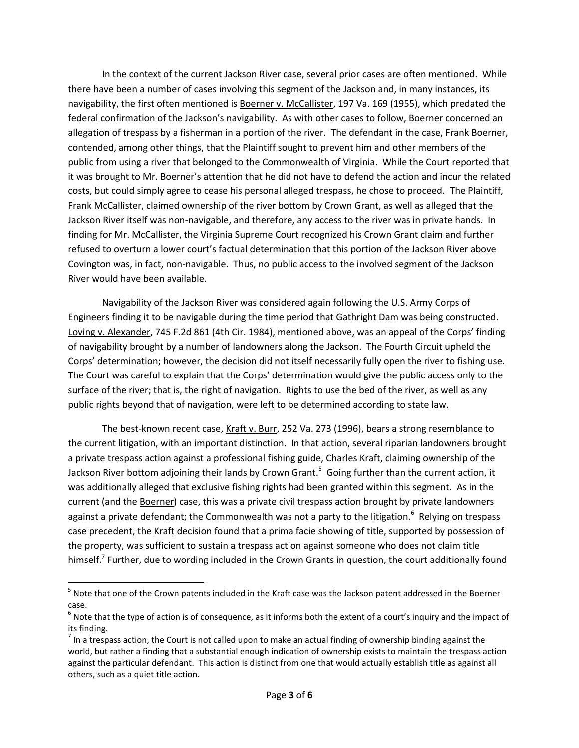In the context of the current Jackson River case, several prior cases are often mentioned. While there have been a number of cases involving this segment of the Jackson and, in many instances, its navigability, the first often mentioned is Boerner v. McCallister, 197 Va. 169 (1955), which predated the federal confirmation of the Jackson's navigability. As with other cases to follow, Boerner concerned an allegation of trespass by a fisherman in a portion of the river. The defendant in the case, Frank Boerner, contended, among other things, that the Plaintiff sought to prevent him and other members of the public from using a river that belonged to the Commonwealth of Virginia. While the Court reported that it was brought to Mr. Boerner's attention that he did not have to defend the action and incur the related costs, but could simply agree to cease his personal alleged trespass, he chose to proceed. The Plaintiff, Frank McCallister, claimed ownership of the river bottom by Crown Grant, as well as alleged that the Jackson River itself was non-navigable, and therefore, any access to the river was in private hands. In finding for Mr. McCallister, the Virginia Supreme Court recognized his Crown Grant claim and further refused to overturn a lower court's factual determination that this portion of the Jackson River above Covington was, in fact, non-navigable. Thus, no public access to the involved segment of the Jackson River would have been available.

Navigability of the Jackson River was considered again following the U.S. Army Corps of Engineers finding it to be navigable during the time period that Gathright Dam was being constructed. Loving v. Alexander, 745 F.2d 861 (4th Cir. 1984), mentioned above, was an appeal of the Corps' finding of navigability brought by a number of landowners along the Jackson. The Fourth Circuit upheld the Corps' determination; however, the decision did not itself necessarily fully open the river to fishing use. The Court was careful to explain that the Corps' determination would give the public access only to the surface of the river; that is, the right of navigation. Rights to use the bed of the river, as well as any public rights beyond that of navigation, were left to be determined according to state law.

The best-known recent case, Kraft v. Burr, 252 Va. 273 (1996), bears a strong resemblance to the current litigation, with an important distinction. In that action, several riparian landowners brought a private trespass action against a professional fishing guide, Charles Kraft, claiming ownership of the Jackson River bottom adjoining their lands by Crown Grant.[5] Going further than the current action, it was additionally alleged that exclusive fishing rights had been granted within this segment. As in the current (and the Boerner) case, this was a private civil trespass action brought by private landowners against a private defendant; the Commonwealth was not a party to the litigation.[6] Relying on trespass case precedent, the Kraft decision found that a prima facie showing of title, supported by possession of the property, was sufficient to sustain a trespass action against someone who does not claim title himself.[7] Further, due to wording included in the Crown Grants in question, the court additionally found

[5] Note that one of the Crown patents included in the Kraft case was the Jackson patent addressed in the Boerner case.

[6] Note that the type of action is of consequence, as it informs both the extent of a court's inquiry and the impact of its finding.

[7] In a trespass action, the Court is not called upon to make an actual finding of ownership binding against the world, but rather a finding that a substantial enough indication of ownership exists to maintain the trespass action against the particular defendant. This action is distinct from one that would actually establish title as against all others, such as a quiet title action.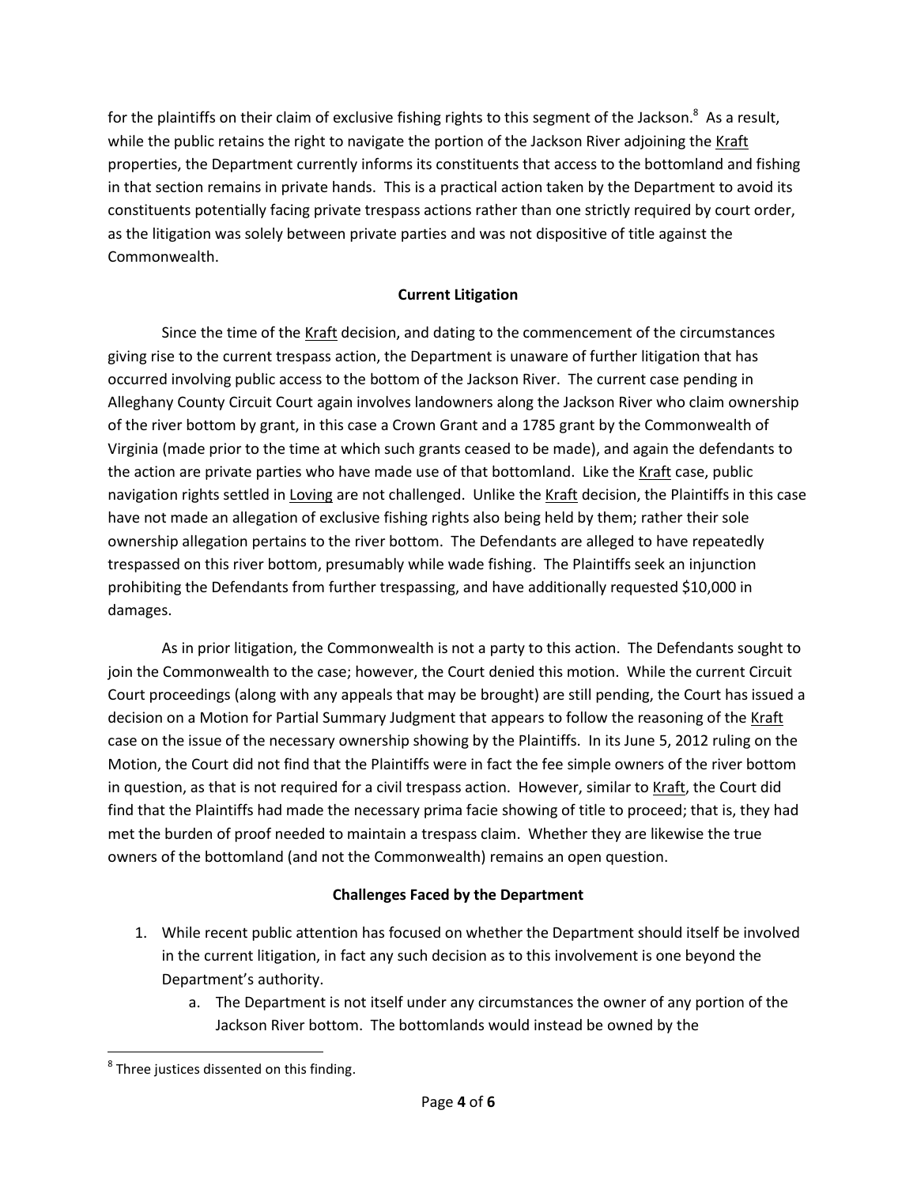for the plaintiffs on their claim of exclusive fishing rights to this segment of the Jackson.[8] As a result, while the public retains the right to navigate the portion of the Jackson River adjoining the Kraft properties, the Department currently informs its constituents that access to the bottomland and fishing in that section remains in private hands. This is a practical action taken by the Department to avoid its constituents potentially facing private trespass actions rather than one strictly required by court order, as the litigation was solely between private parties and was not dispositive of title against the Commonwealth.

## Current Litigation

Since the time of the Kraft decision, and dating to the commencement of the circumstances giving rise to the current trespass action, the Department is unaware of further litigation that has occurred involving public access to the bottom of the Jackson River. The current case pending in Alleghany County Circuit Court again involves landowners along the Jackson River who claim ownership of the river bottom by grant, in this case a Crown Grant and a 1785 grant by the Commonwealth of Virginia (made prior to the time at which such grants ceased to be made), and again the defendants to the action are private parties who have made use of that bottomland. Like the Kraft case, public navigation rights settled in Loving are not challenged. Unlike the Kraft decision, the Plaintiffs in this case have not made an allegation of exclusive fishing rights also being held by them; rather their sole ownership allegation pertains to the river bottom. The Defendants are alleged to have repeatedly trespassed on this river bottom, presumably while wade fishing. The Plaintiffs seek an injunction prohibiting the Defendants from further trespassing, and have additionally requested $10,000 in damages.

As in prior litigation, the Commonwealth is not a party to this action. The Defendants sought to join the Commonwealth to the case; however, the Court denied this motion. While the current Circuit Court proceedings (along with any appeals that may be brought) are still pending, the Court has issued a decision on a Motion for Partial Summary Judgment that appears to follow the reasoning of the Kraft case on the issue of the necessary ownership showing by the Plaintiffs. In its June 5, 2012 ruling on the Motion, the Court did not find that the Plaintiffs were in fact the fee simple owners of the river bottom in question, as that is not required for a civil trespass action. However, similar to Kraft, the Court did find that the Plaintiffs had made the necessary prima facie showing of title to proceed; that is, they had met the burden of proof needed to maintain a trespass claim. Whether they are likewise the true owners of the bottomland (and not the Commonwealth) remains an open question.

## Challenges Faced by the Department

1. While recent public attention has focused on whether the Department should itself be involved in the current litigation, in fact any such decision as to this involvement is one beyond the Department's authority.
   a. The Department is not itself under any circumstances the owner of any portion of the Jackson River bottom. The bottomlands would instead be owned by the

[8] Three justices dissented on this finding.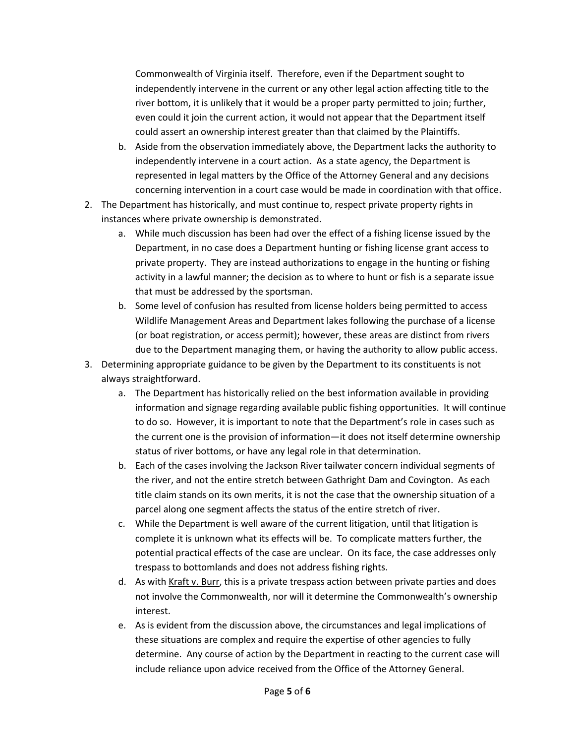Commonwealth of Virginia itself. Therefore, even if the Department sought to independently intervene in the current or any other legal action affecting title to the river bottom, it is unlikely that it would be a proper party permitted to join; further, even could it join the current action, it would not appear that the Department itself could assert an ownership interest greater than that claimed by the Plaintiffs.

   b. Aside from the observation immediately above, the Department lacks the authority to independently intervene in a court action. As a state agency, the Department is represented in legal matters by the Office of the Attorney General and any decisions concerning intervention in a court case would be made in coordination with that office.

2. The Department has historically, and must continue to, respect private property rights in instances where private ownership is demonstrated.
   a. While much discussion has been had over the effect of a fishing license issued by the Department, in no case does a Department hunting or fishing license grant access to private property. They are instead authorizations to engage in the hunting or fishing activity in a lawful manner; the decision as to where to hunt or fish is a separate issue that must be addressed by the sportsman.
   b. Some level of confusion has resulted from license holders being permitted to access Wildlife Management Areas and Department lakes following the purchase of a license (or boat registration, or access permit); however, these areas are distinct from rivers due to the Department managing them, or having the authority to allow public access.

3. Determining appropriate guidance to be given by the Department to its constituents is not always straightforward.
   a. The Department has historically relied on the best information available in providing information and signage regarding available public fishing opportunities. It will continue to do so. However, it is important to note that the Department's role in cases such as the current one is the provision of information—it does not itself determine ownership status of river bottoms, or have any legal role in that determination.
   b. Each of the cases involving the Jackson River tailwater concern individual segments of the river, and not the entire stretch between Gathright Dam and Covington. As each title claim stands on its own merits, it is not the case that the ownership situation of a parcel along one segment affects the status of the entire stretch of river.
   c. While the Department is well aware of the current litigation, until that litigation is complete it is unknown what its effects will be. To complicate matters further, the potential practical effects of the case are unclear. On its face, the case addresses only trespass to bottomlands and does not address fishing rights.
   d. As with Kraft v. Burr, this is a private trespass action between private parties and does not involve the Commonwealth, nor will it determine the Commonwealth's ownership interest.
   e. As is evident from the discussion above, the circumstances and legal implications of these situations are complex and require the expertise of other agencies to fully determine. Any course of action by the Department in reacting to the current case will include reliance upon advice received from the Office of the Attorney General.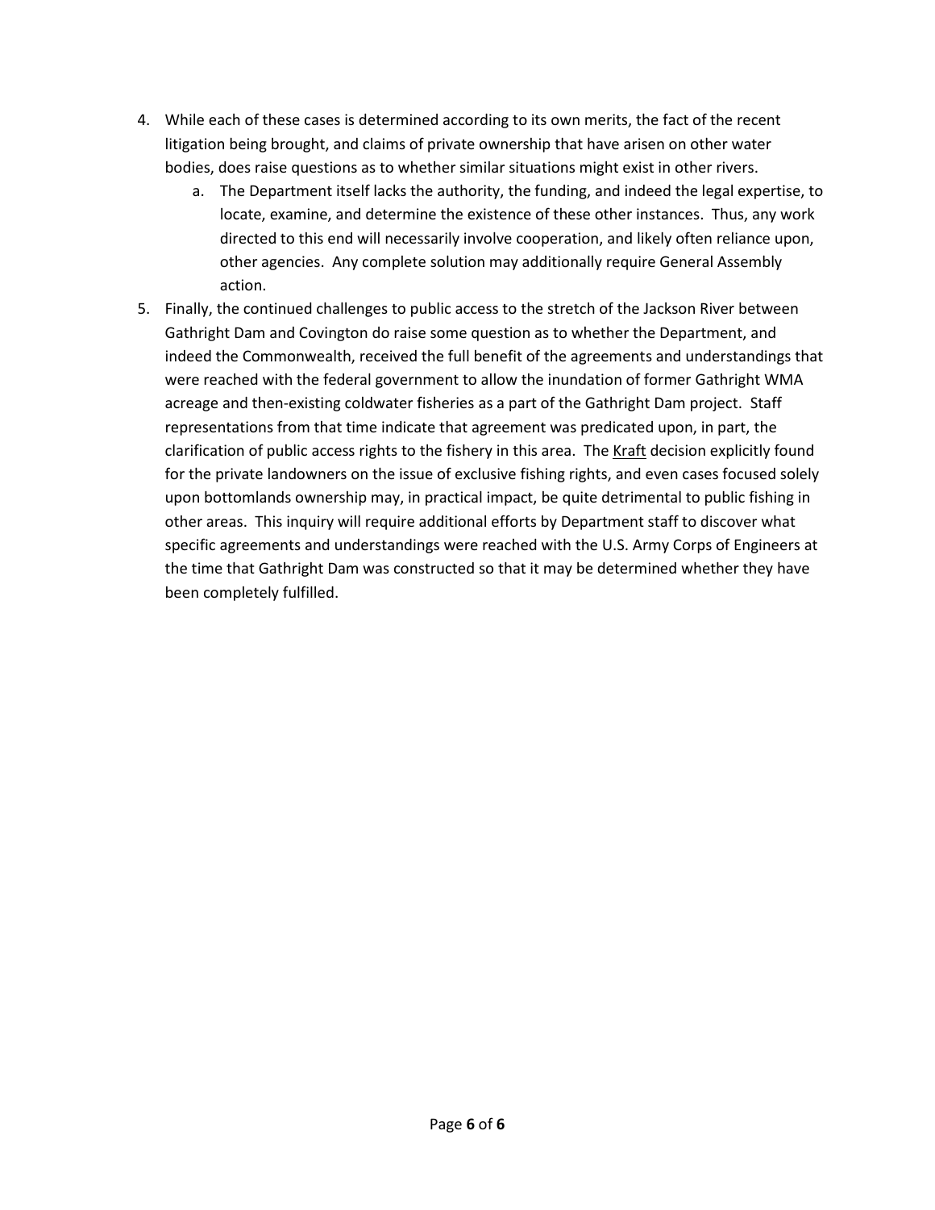4. While each of these cases is determined according to its own merits, the fact of the recent litigation being brought, and claims of private ownership that have arisen on other water bodies, does raise questions as to whether similar situations might exist in other rivers.
    a. The Department itself lacks the authority, the funding, and indeed the legal expertise, to locate, examine, and determine the existence of these other instances. Thus, any work directed to this end will necessarily involve cooperation, and likely often reliance upon, other agencies. Any complete solution may additionally require General Assembly action.
5. Finally, the continued challenges to public access to the stretch of the Jackson River between Gathright Dam and Covington do raise some question as to whether the Department, and indeed the Commonwealth, received the full benefit of the agreements and understandings that were reached with the federal government to allow the inundation of former Gathright WMA acreage and then-existing coldwater fisheries as a part of the Gathright Dam project. Staff representations from that time indicate that agreement was predicated upon, in part, the clarification of public access rights to the fishery in this area. The <u>Kraft</u> decision explicitly found for the private landowners on the issue of exclusive fishing rights, and even cases focused solely upon bottomlands ownership may, in practical impact, be quite detrimental to public fishing in other areas. This inquiry will require additional efforts by Department staff to discover what specific agreements and understandings were reached with the U.S. Army Corps of Engineers at the time that Gathright Dam was constructed so that it may be determined whether they have been completely fulfilled.